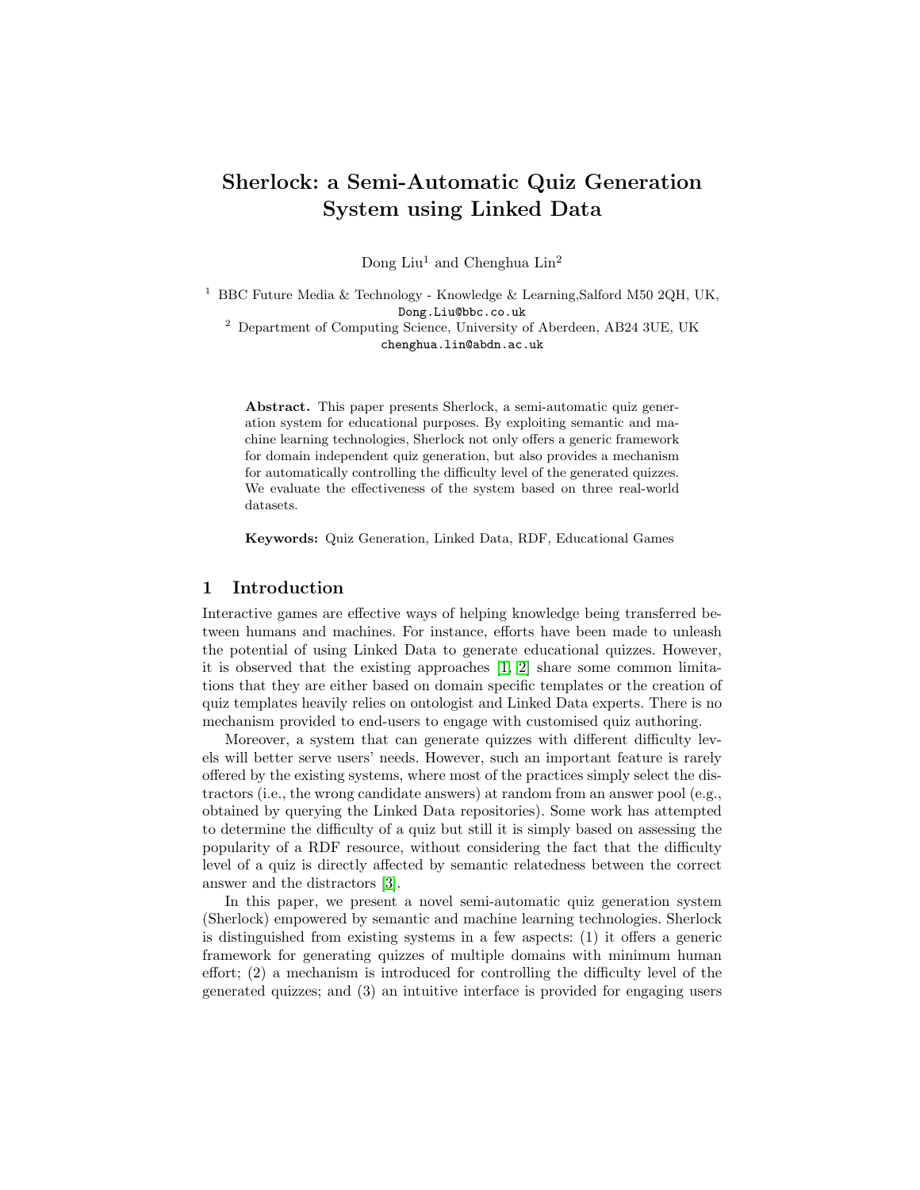# Sherlock: a Semi-Automatic Quiz Generation System using Linked Data

Dong Liu[1] and Chenghua Lin[2]

[1] BBC Future Media & Technology - Knowledge & Learning,Salford M50 2QH, UK,
Dong.Liu@bbc.co.uk

[2] Department of Computing Science, University of Aberdeen, AB24 3UE, UK
chenghua.lin@abdn.ac.uk

**Abstract.** This paper presents Sherlock, a semi-automatic quiz generation system for educational purposes. By exploiting semantic and machine learning technologies, Sherlock not only offers a generic framework for domain independent quiz generation, but also provides a mechanism for automatically controlling the difficulty level of the generated quizzes. We evaluate the effectiveness of the system based on three real-world datasets.

**Keywords:** Quiz Generation, Linked Data, RDF, Educational Games

## 1 Introduction

Interactive games are effective ways of helping knowledge being transferred between humans and machines. For instance, efforts have been made to unleash the potential of using Linked Data to generate educational quizzes. However, it is observed that the existing approaches [1, 2] share some common limitations that they are either based on domain specific templates or the creation of quiz templates heavily relies on ontologist and Linked Data experts. There is no mechanism provided to end-users to engage with customised quiz authoring.

Moreover, a system that can generate quizzes with different difficulty levels will better serve users' needs. However, such an important feature is rarely offered by the existing systems, where most of the practices simply select the distractors (i.e., the wrong candidate answers) at random from an answer pool (e.g., obtained by querying the Linked Data repositories). Some work has attempted to determine the difficulty of a quiz but still it is simply based on assessing the popularity of a RDF resource, without considering the fact that the difficulty level of a quiz is directly affected by semantic relatedness between the correct answer and the distractors [3].

In this paper, we present a novel semi-automatic quiz generation system (Sherlock) empowered by semantic and machine learning technologies. Sherlock is distinguished from existing systems in a few aspects: (1) it offers a generic framework for generating quizzes of multiple domains with minimum human effort; (2) a mechanism is introduced for controlling the difficulty level of the generated quizzes; and (3) an intuitive interface is provided for engaging users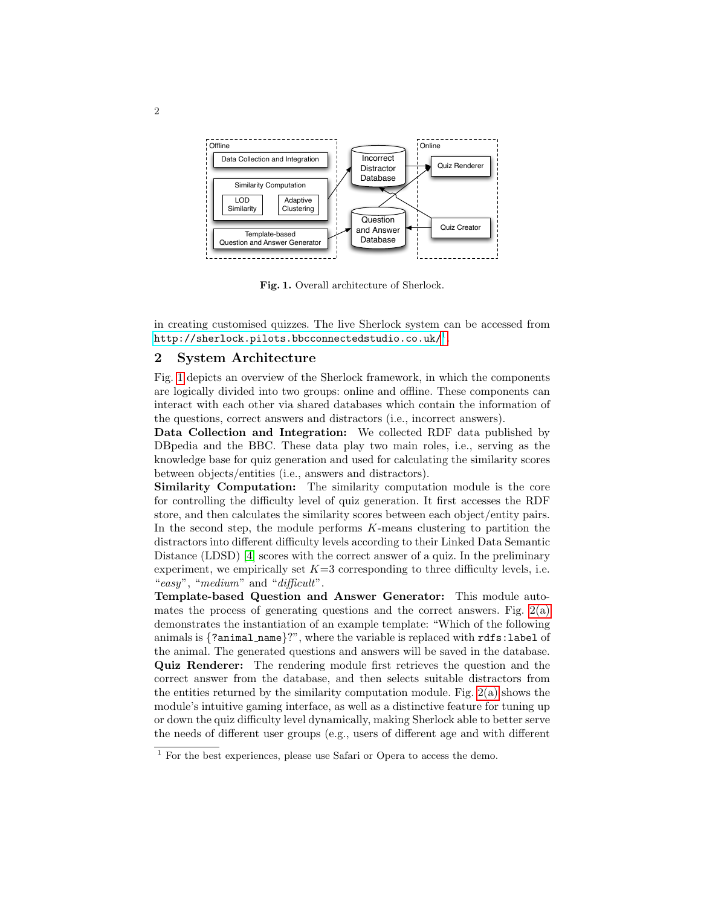Fig. 1. Overall architecture of Sherlock.

in creating customised quizzes. The live Sherlock system can be accessed from http://sherlock.pilots.bbcconnectedstudio.co.uk/[1].

## 2 System Architecture

Fig. 1 depicts an overview of the Sherlock framework, in which the components are logically divided into two groups: online and offline. These components can interact with each other via shared databases which contain the information of the questions, correct answers and distractors (i.e., incorrect answers).

**Data Collection and Integration:** We collected RDF data published by DBpedia and the BBC. These data play two main roles, i.e., serving as the knowledge base for quiz generation and used for calculating the similarity scores between objects/entities (i.e., answers and distractors).

**Similarity Computation:** The similarity computation module is the core for controlling the difficulty level of quiz generation. It first accesses the RDF store, and then calculates the similarity scores between each object/entity pairs. In the second step, the module performs $K$-means clustering to partition the distractors into different difficulty levels according to their Linked Data Semantic Distance (LDSD) [4] scores with the correct answer of a quiz. In the preliminary experiment, we empirically set $K$=3 corresponding to three difficulty levels, i.e. "*easy*", "*medium*" and "*difficult*".

**Template-based Question and Answer Generator:** This module automates the process of generating questions and the correct answers. Fig. 2(a) demonstrates the instantiation of an example template: "Which of the following animals is {?animal_name}?", where the variable is replaced with `rdfs:label` of the animal. The generated questions and answers will be saved in the database.

**Quiz Renderer:** The rendering module first retrieves the question and the correct answer from the database, and then selects suitable distractors from the entities returned by the similarity computation module. Fig. 2(a) shows the module's intuitive gaming interface, as well as a distinctive feature for tuning up or down the quiz difficulty level dynamically, making Sherlock able to better serve the needs of different user groups (e.g., users of different age and with different

[1] For the best experiences, please use Safari or Opera to access the demo.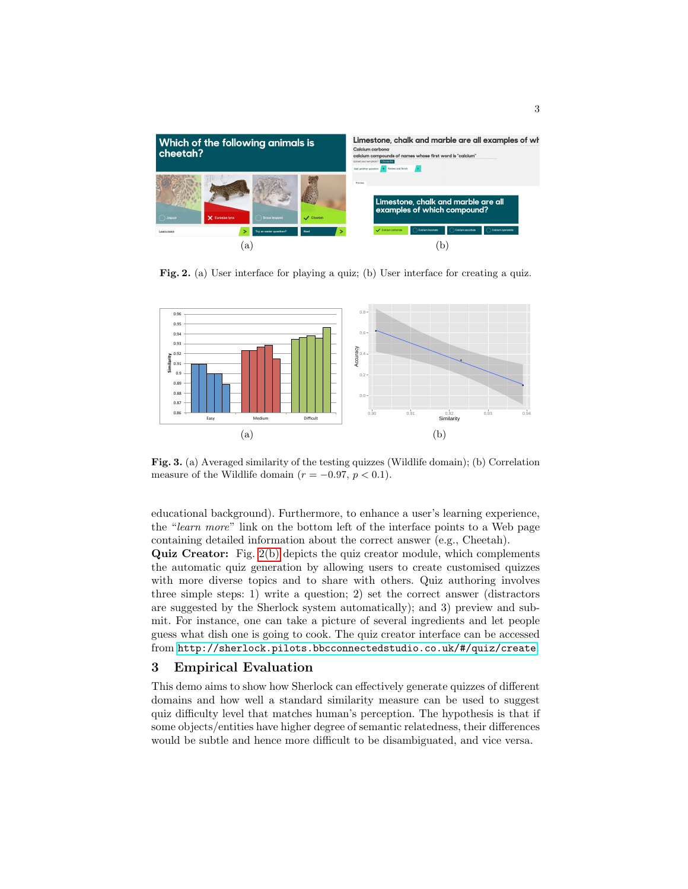**Fig. 2.** (a) User interface for playing a quiz; (b) User interface for creating a quiz.

**Fig. 3.** (a) Averaged similarity of the testing quizzes (Wildlife domain); (b) Correlation measure of the Wildlife domain ($r = -0.97$, $p < 0.1$).

educational background). Furthermore, to enhance a user's learning experience, the "*learn more*" link on the bottom left of the interface points to a Web page containing detailed information about the correct answer (e.g., Cheetah).

**Quiz Creator:** Fig. 2(b) depicts the quiz creator module, which complements the automatic quiz generation by allowing users to create customised quizzes with more diverse topics and to share with others. Quiz authoring involves three simple steps: 1) write a question; 2) set the correct answer (distractors are suggested by the Sherlock system automatically); and 3) preview and submit. For instance, one can take a picture of several ingredients and let people guess what dish one is going to cook. The quiz creator interface can be accessed from `http://sherlock.pilots.bbcconnectedstudio.co.uk/#/quiz/create`

## 3 Empirical Evaluation

This demo aims to show how Sherlock can effectively generate quizzes of different domains and how well a standard similarity measure can be used to suggest quiz difficulty level that matches human's perception. The hypothesis is that if some objects/entities have higher degree of semantic relatedness, their differences would be subtle and hence more difficult to be disambiguated, and vice versa.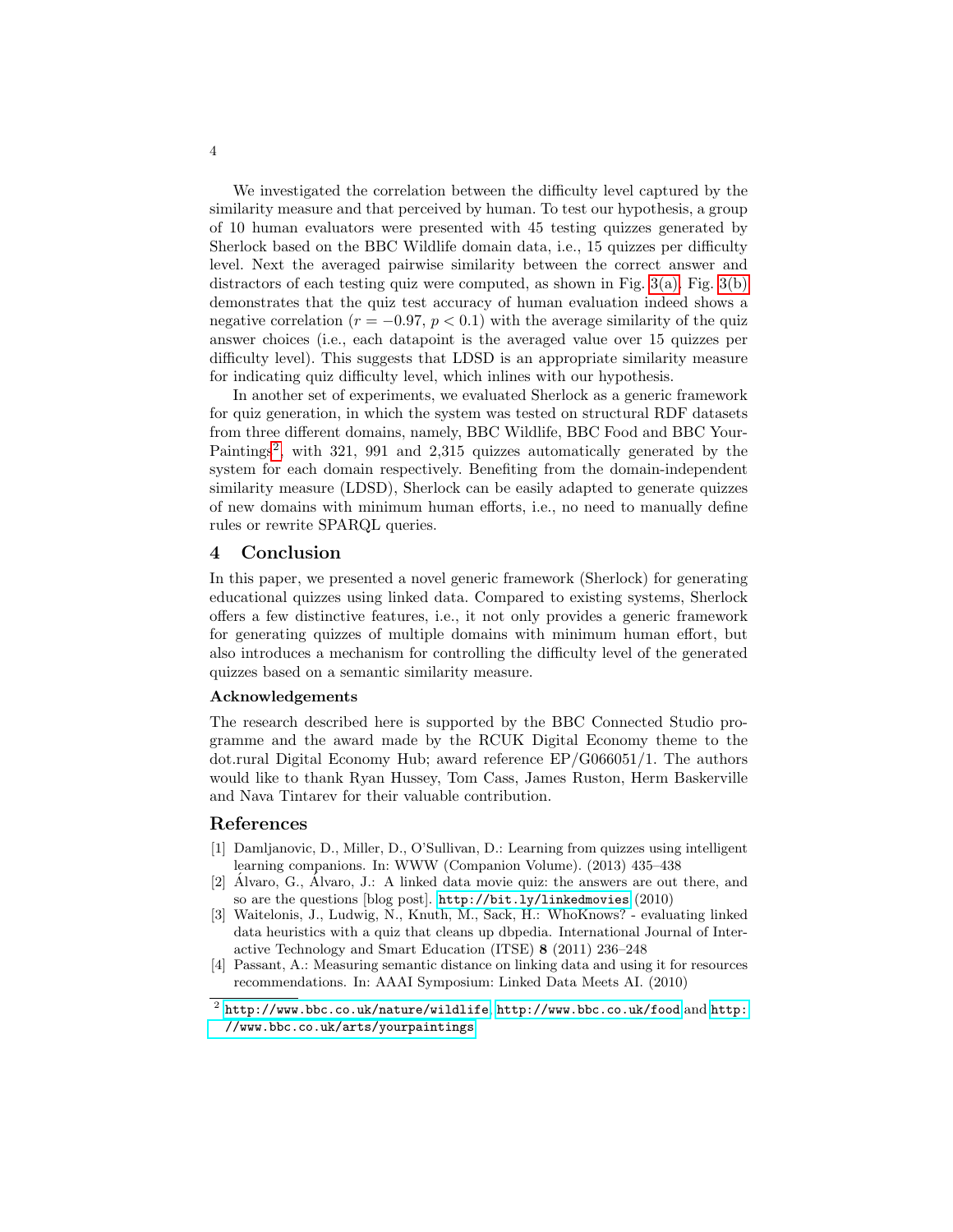We investigated the correlation between the difficulty level captured by the similarity measure and that perceived by human. To test our hypothesis, a group of 10 human evaluators were presented with 45 testing quizzes generated by Sherlock based on the BBC Wildlife domain data, i.e., 15 quizzes per difficulty level. Next the averaged pairwise similarity between the correct answer and distractors of each testing quiz were computed, as shown in Fig. 3(a). Fig. 3(b) demonstrates that the quiz test accuracy of human evaluation indeed shows a negative correlation ($r = -0.97$, $p < 0.1$) with the average similarity of the quiz answer choices (i.e., each datapoint is the averaged value over 15 quizzes per difficulty level). This suggests that LDSD is an appropriate similarity measure for indicating quiz difficulty level, which inlines with our hypothesis.

In another set of experiments, we evaluated Sherlock as a generic framework for quiz generation, in which the system was tested on structural RDF datasets from three different domains, namely, BBC Wildlife, BBC Food and BBC YourPaintings[2], with 321, 991 and 2,315 quizzes automatically generated by the system for each domain respectively. Benefiting from the domain-independent similarity measure (LDSD), Sherlock can be easily adapted to generate quizzes of new domains with minimum human efforts, i.e., no need to manually define rules or rewrite SPARQL queries.

## 4 Conclusion

In this paper, we presented a novel generic framework (Sherlock) for generating educational quizzes using linked data. Compared to existing systems, Sherlock offers a few distinctive features, i.e., it not only provides a generic framework for generating quizzes of multiple domains with minimum human effort, but also introduces a mechanism for controlling the difficulty level of the generated quizzes based on a semantic similarity measure.

### Acknowledgements

The research described here is supported by the BBC Connected Studio programme and the award made by the RCUK Digital Economy theme to the dot.rural Digital Economy Hub; award reference EP/G066051/1. The authors would like to thank Ryan Hussey, Tom Cass, James Ruston, Herm Baskerville and Nava Tintarev for their valuable contribution.

## References

[1] Damljanovic, D., Miller, D., O'Sullivan, D.: Learning from quizzes using intelligent learning companions. In: WWW (Companion Volume). (2013) 435–438

[2] Álvaro, G., Álvaro, J.: A linked data movie quiz: the answers are out there, and so are the questions [blog post]. http://bit.ly/linkedmovies (2010)

[3] Waitelonis, J., Ludwig, N., Knuth, M., Sack, H.: WhoKnows? - evaluating linked data heuristics with a quiz that cleans up dbpedia. International Journal of Interactive Technology and Smart Education (ITSE) **8** (2011) 236–248

[4] Passant, A.: Measuring semantic distance on linking data and using it for resources recommendations. In: AAAI Symposium: Linked Data Meets AI. (2010)

[2] http://www.bbc.co.uk/nature/wildlife, http://www.bbc.co.uk/food and http://www.bbc.co.uk/arts/yourpaintings